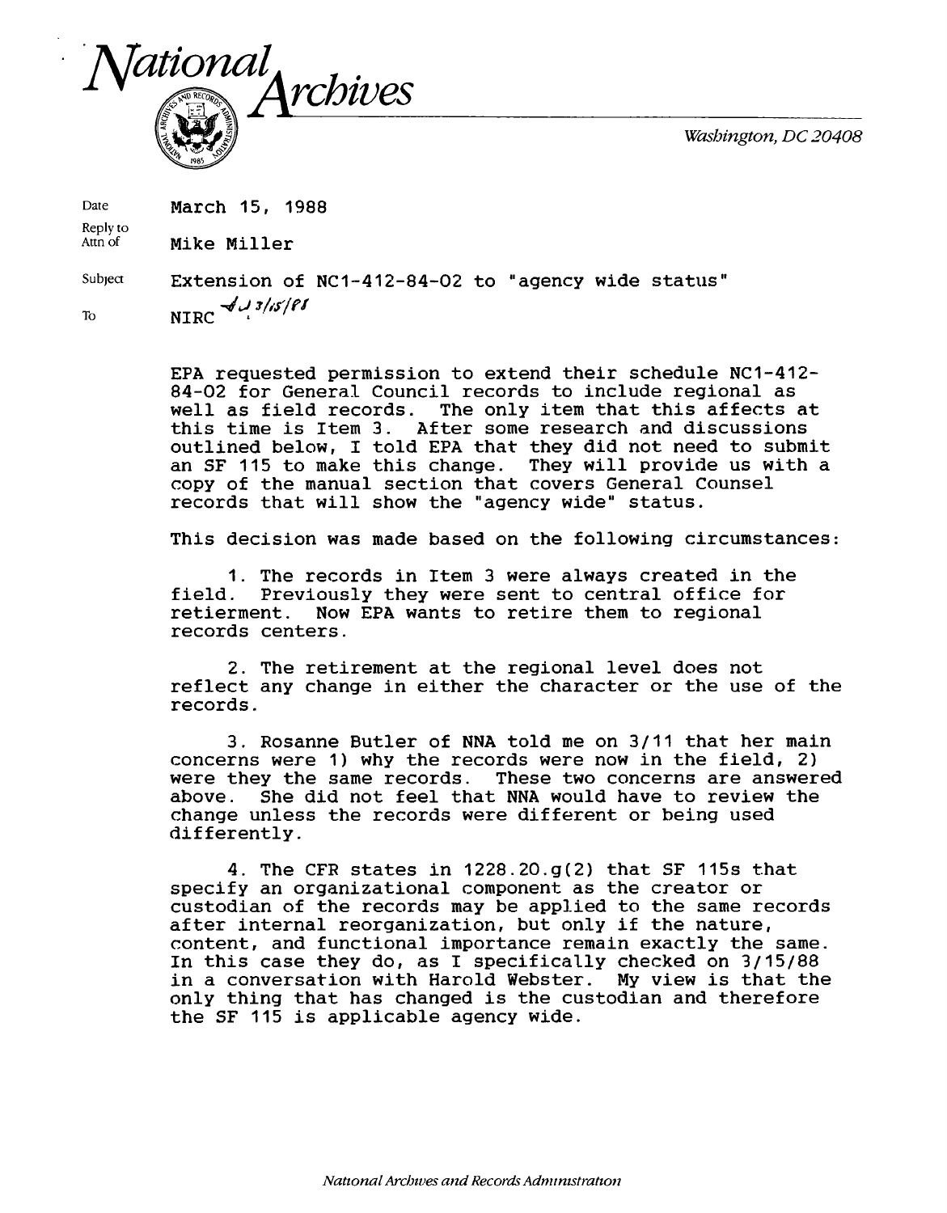# *National Archives*

*Washington, DC 20408*

Date March 15, 1988

Reply to Attn of Mike Miller

Subject Extension of NC1-412-84-02 to "agency wide status"

To NIRC *JJ 3/15/88*

EPA requested permission to extend their schedule NC1-412-84-02 for General Council records to include regional as well as field records. The only item that this affects at this time is Item 3. After some research and discussions outlined below, I told EPA that they did not need to submit an SF 115 to make this change. They will provide us with a copy of the manual section that covers General Counsel records that will show the "agency wide" status.

This decision was made based on the following circumstances:

1. The records in Item 3 were always created in the field. Previously they were sent to central office for retierment. Now EPA wants to retire them to regional records centers.

2. The retirement at the regional level does not reflect any change in either the character or the use of the records.

3. Rosanne Butler of NNA told me on 3/11 that her main concerns were 1) why the records were now in the field, 2) were they the same records. These two concerns are answered above. She did not feel that NNA would have to review the change unless the records were different or being used differently.

4. The CFR states in 1228.20.g(2) that SF 115s that specify an organizational component as the creator or custodian of the records may be applied to the same records after internal reorganization, but only if the nature, content, and functional importance remain exactly the same. In this case they do, as I specifically checked on 3/15/88 in a conversation with Harold Webster. My view is that the only thing that has changed is the custodian and therefore the SF 115 is applicable agency wide.

*National Archives and Records Administration*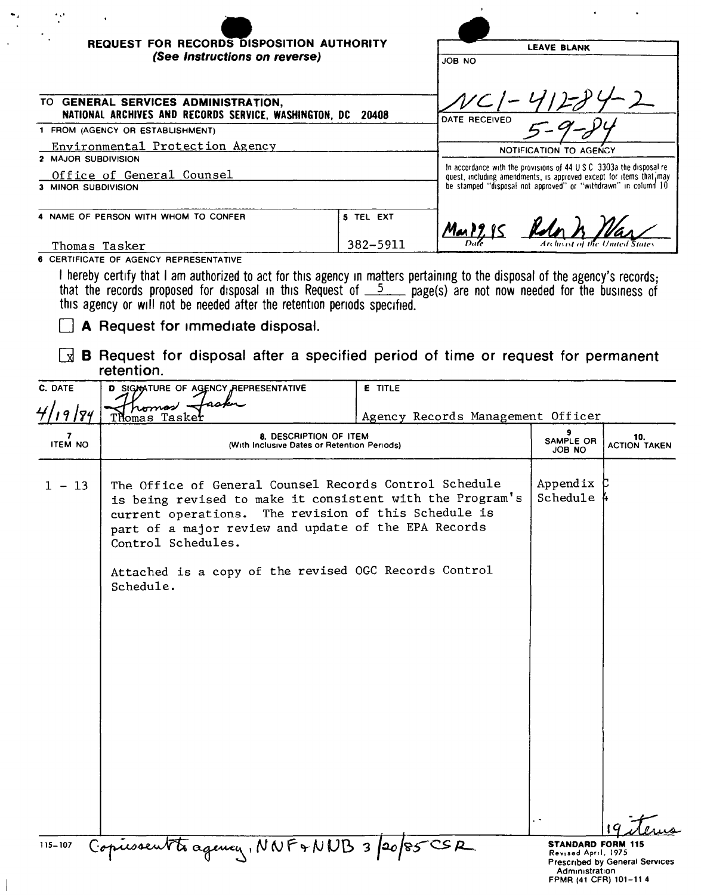**REQUEST FOR RECORDS DISPOSITION AUTHORITY**
*(See Instructions on reverse)*

| LEAVE BLANK |
|---|
| JOB NO NC1-412-84-2 |
| DATE RECEIVED 5-9-84 |
| NOTIFICATION TO AGENCY |
| In accordance with the provisions of 44 U S C 3303a the disposal request, including amendments, is approved except for items that may be stamped "disposal not approved" or "withdrawn" in column 10 |
| Mar 29 85 — Date — [signature] Archivist of the United States |

TO **GENERAL SERVICES ADMINISTRATION, NATIONAL ARCHIVES AND RECORDS SERVICE, WASHINGTON, DC 20408**

1 FROM (AGENCY OR ESTABLISHMENT)
Environmental Protection Agency

2 MAJOR SUBDIVISION
Office of General Counsel

3 MINOR SUBDIVISION

4 NAME OF PERSON WITH WHOM TO CONFER
Thomas Tasker

5 TEL EXT
382-5911

6 CERTIFICATE OF AGENCY REPRESENTATIVE

I hereby certify that I am authorized to act for this agency in matters pertaining to the disposal of the agency's records; that the records proposed for disposal in this Request of 5 page(s) are not now needed for the business of this agency or will not be needed after the retention periods specified.

☐ **A** Request for immediate disposal.

☒ **B** Request for disposal after a specified period of time or request for permanent retention.

| C. DATE | D SIGNATURE OF AGENCY REPRESENTATIVE | E TITLE |
|---|---|---|
| 4/19/84 | [signature] Thomas Tasker | Agency Records Management Officer |

| 7 ITEM NO | 8. DESCRIPTION OF ITEM (With Inclusive Dates or Retention Periods) | 9 SAMPLE OR JOB NO | 10. ACTION TAKEN |
|---|---|---|---|
| 1 - 13 | The Office of General Counsel Records Control Schedule is being revised to make it consistent with the Program's current operations. The revision of this Schedule is part of a major review and update of the EPA Records Control Schedules.<br><br>Attached is a copy of the revised OGC Records Control Schedule. | Appendix C Schedule 4 | 19 items |

115-107 Copies sent to agency, NNF & NNB 3/20/85 CSR

**STANDARD FORM 115**
Revised April, 1975
Prescribed by General Services Administration
FPMR (41 CFR) 101-11 4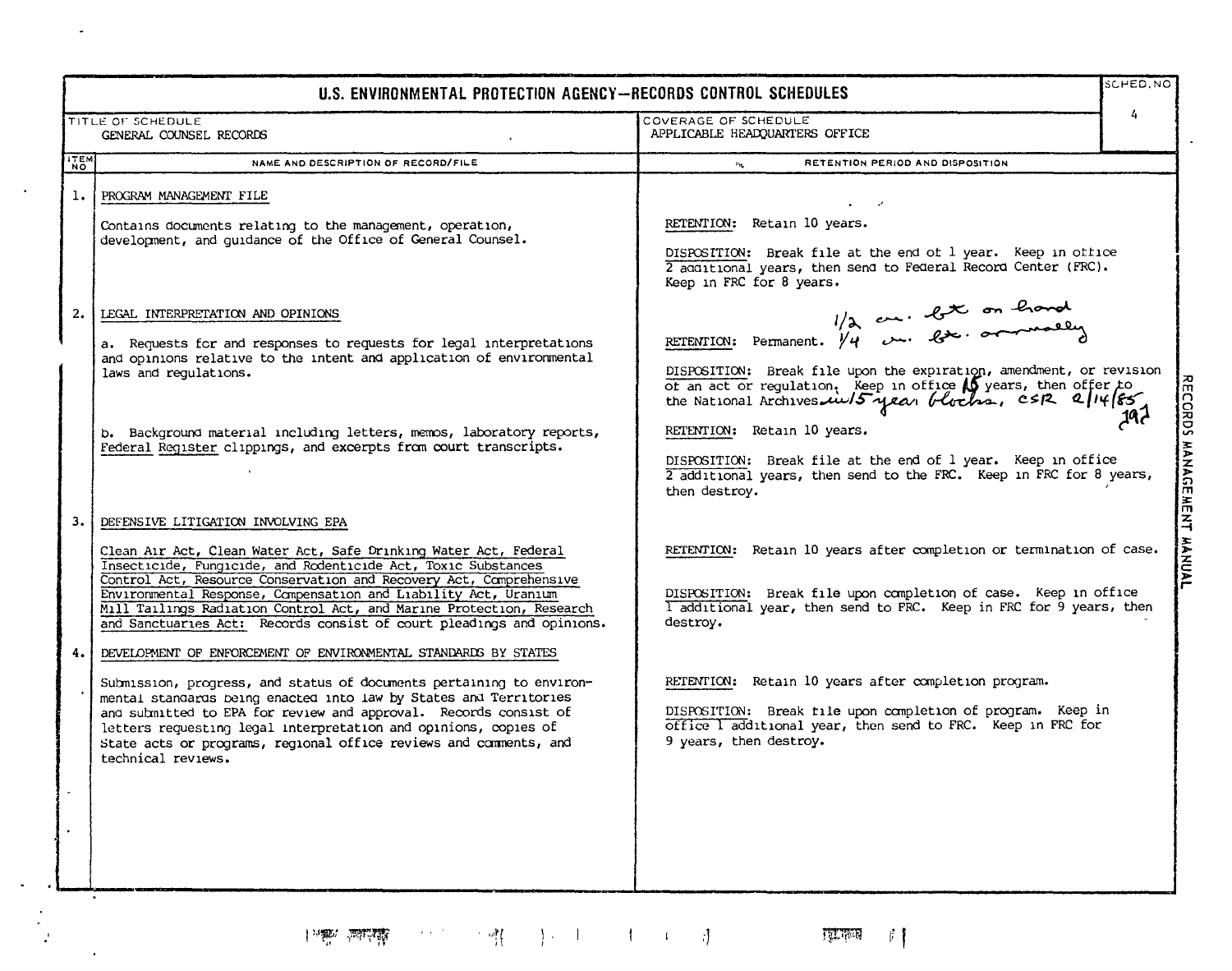# U.S. ENVIRONMENTAL PROTECTION AGENCY—RECORDS CONTROL SCHEDULES

| TITLE OF SCHEDULE | COVERAGE OF SCHEDULE | SCHED. NO |
|---|---|---|
| GENERAL COUNSEL RECORDS | APPLICABLE HEADQUARTERS OFFICE | 4 |

| ITEM NO | NAME AND DESCRIPTION OF RECORD/FILE | RETENTION PERIOD AND DISPOSITION |
|---|---|---|
| 1. | PROGRAM MANAGEMENT FILE<br><br>Contains documents relating to the management, operation, development, and guidance of the Office of General Counsel. | RETENTION: Retain 10 years.<br><br>DISPOSITION: Break file at the end of 1 year. Keep in office 2 additional years, then send to Federal Record Center (FRC). Keep in FRC for 8 years. |
| 2. | LEGAL INTERPRETATION AND OPINIONS<br><br>a. Requests for and responses to requests for legal interpretations and opinions relative to the intent and application of environmental laws and regulations. | 1/2 cu. ft. on hand<br>RETENTION: Permanent. 1/4 cu. ft. annually<br><br>DISPOSITION: Break file upon the expiration, amendment, or revision of an act or regulation. Keep in office 15 years, then offer to the National Archives in 15 year blocks, CSR 2/14/85 JPJ |
| | b. Background material including letters, memos, laboratory reports, Federal Register clippings, and excerpts from court transcripts. | RETENTION: Retain 10 years.<br><br>DISPOSITION: Break file at the end of 1 year. Keep in office 2 additional years, then send to the FRC. Keep in FRC for 8 years, then destroy. |
| 3. | DEFENSIVE LITIGATION INVOLVING EPA<br><br>Clean Air Act, Clean Water Act, Safe Drinking Water Act, Federal Insecticide, Fungicide, and Rodenticide Act, Toxic Substances Control Act, Resource Conservation and Recovery Act, Comprehensive Environmental Response, Compensation and Liability Act, Uranium Mill Tailings Radiation Control Act, and Marine Protection, Research and Sanctuaries Act: Records consist of court pleadings and opinions. | RETENTION: Retain 10 years after completion or termination of case.<br><br>DISPOSITION: Break file upon completion of case. Keep in office 1 additional year, then send to FRC. Keep in FRC for 9 years, then destroy. |
| 4. | DEVELOPMENT OF ENFORCEMENT OF ENVIRONMENTAL STANDARDS BY STATES<br><br>Submission, progress, and status of documents pertaining to environmental standards being enacted into law by States and Territories and submitted to EPA for review and approval. Records consist of letters requesting legal interpretation and opinions, copies of State acts or programs, regional office reviews and comments, and technical reviews. | RETENTION: Retain 10 years after completion program.<br><br>DISPOSITION: Break file upon completion of program. Keep in office 1 additional year, then send to FRC. Keep in FRC for 9 years, then destroy. |

RECORDS MANAGEMENT MANUAL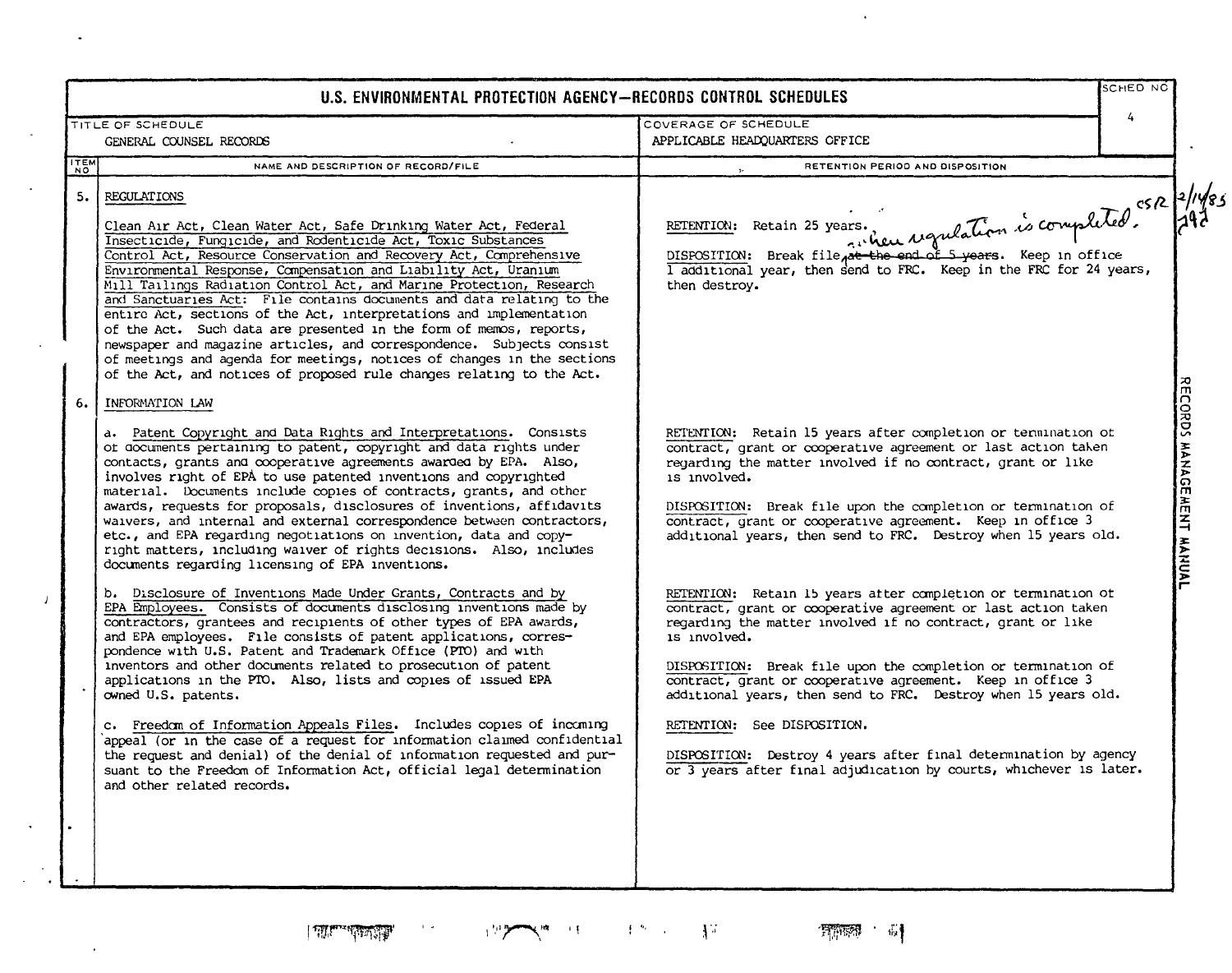# U.S. ENVIRONMENTAL PROTECTION AGENCY—RECORDS CONTROL SCHEDULES

| TITLE OF SCHEDULE | COVERAGE OF SCHEDULE | SCHED NO |
|---|---|---|
| GENERAL COUNSEL RECORDS | APPLICABLE HEADQUARTERS OFFICE | 4 |

| ITEM NO | NAME AND DESCRIPTION OF RECORD/FILE | RETENTION PERIOD AND DISPOSITION |
|---|---|---|
| 5. | REGULATIONS<br><br>Clean Air Act, Clean Water Act, Safe Drinking Water Act, Federal Insecticide, Fungicide, and Rodenticide Act, Toxic Substances Control Act, Resource Conservation and Recovery Act, Comprehensive Environmental Response, Compensation and Liability Act, Uranium Mill Tailings Radiation Control Act, and Marine Protection, Research and Sanctuaries Act: File contains documents and data relating to the entire Act, sections of the Act, interpretations and implementation of the Act. Such data are presented in the form of memos, reports, newspaper and magazine articles, and correspondence. Subjects consist of meetings and agenda for meetings, notices of changes in the sections of the Act, and notices of proposed rule changes relating to the Act. | RETENTION: Retain 25 years.<br><br>DISPOSITION: Break file when regulation is completed. ~~at the end of 5 years~~. Keep in office 1 additional year, then send to FRC. Keep in the FRC for 24 years, then destroy.<br><br>CSR 2/14/85 |
| 6. | INFORMATION LAW | |
| | a. Patent Copyright and Data Rights and Interpretations. Consists of documents pertaining to patent, copyright and data rights under contacts, grants and cooperative agreements awarded by EPA. Also, involves right of EPA to use patented inventions and copyrighted material. Documents include copies of contracts, grants, and other awards, requests for proposals, disclosures of inventions, affidavits waivers, and internal and external correspondence between contractors, etc., and EPA regarding negotiations on invention, data and copyright matters, including waiver of rights decisions. Also, includes documents regarding licensing of EPA inventions. | RETENTION: Retain 15 years after completion or termination of contract, grant or cooperative agreement or last action taken regarding the matter involved if no contract, grant or like is involved.<br><br>DISPOSITION: Break file upon the completion or termination of contract, grant or cooperative agreement. Keep in office 3 additional years, then send to FRC. Destroy when 15 years old. |
| | b. Disclosure of Inventions Made Under Grants, Contracts and by EPA Employees. Consists of documents disclosing inventions made by contractors, grantees and recipients of other types of EPA awards, and EPA employees. File consists of patent applications, correspondence with U.S. Patent and Trademark Office (PTO) and with inventors and other documents related to prosecution of patent applications in the PTO. Also, lists and copies of issued EPA owned U.S. patents. | RETENTION: Retain 15 years after completion or termination of contract, grant or cooperative agreement or last action taken regarding the matter involved if no contract, grant or like is involved.<br><br>DISPOSITION: Break file upon the completion or termination of contract, grant or cooperative agreement. Keep in office 3 additional years, then send to FRC. Destroy when 15 years old. |
| | c. Freedom of Information Appeals Files. Includes copies of incoming appeal (or in the case of a request for information claimed confidential the request and denial) of the denial of information requested and pursuant to the Freedom of Information Act, official legal determination and other related records. | RETENTION: See DISPOSITION.<br><br>DISPOSITION: Destroy 4 years after final determination by agency or 3 years after final adjudication by courts, whichever is later. |

RECORDS MANAGEMENT MANUAL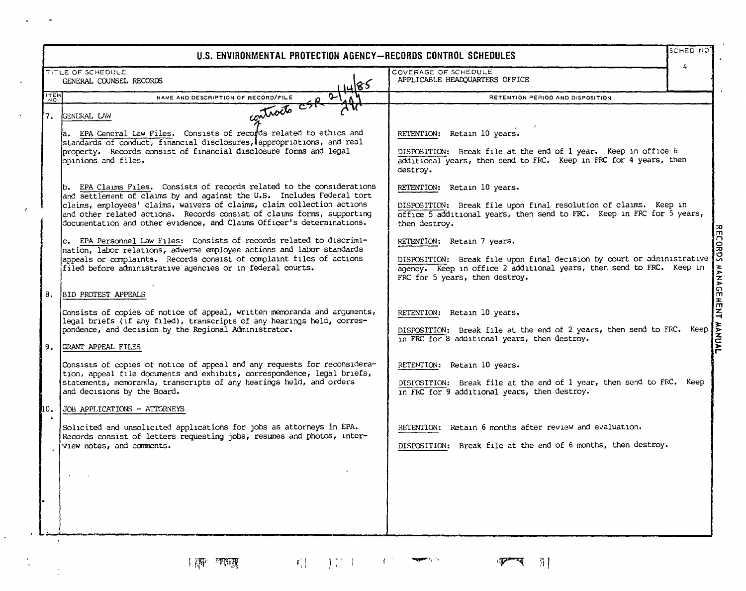# U.S. ENVIRONMENTAL PROTECTION AGENCY—RECORDS CONTROL SCHEDULES

SCHED NO 4

TITLE OF SCHEDULE: GENERAL COUNSEL RECORDS

COVERAGE OF SCHEDULE: APPLICABLE HEADQUARTERS OFFICE

1/14/85 contracts CSR 2/14/91

| ITEM NO | NAME AND DESCRIPTION OF RECORD/FILE | RETENTION PERIOD AND DISPOSITION |
|---|---|---|
| 7. | GENERAL LAW | |
| | a. EPA General Law Files. Consists of records related to ethics and standards of conduct, financial disclosures, appropriations, and real property. Records consist of financial disclosure forms and legal opinions and files. | RETENTION: Retain 10 years.<br><br>DISPOSITION: Break file at the end of 1 year. Keep in office 6 additional years, then send to FRC. Keep in FRC for 4 years, then destroy. |
| | b. EPA Claims Files. Consists of records related to the considerations and settlement of claims by and against the U.S. Includes Federal tort claims, employees' claims, waivers of claims, claim collection actions and other related actions. Records consist of claims forms, supporting documentation and other evidence, and Claims Officer's determinations. | RETENTION: Retain 10 years.<br><br>DISPOSITION: Break file upon final resolution of claims. Keep in office 5 additional years, then send to FRC. Keep in FRC for 5 years, then destroy. |
| | c. EPA Personnel Law Files: Consists of records related to discrimination, labor relations, adverse employee actions and labor standards appeals or complaints. Records consist of complaint files of actions filed before administrative agencies or in federal courts. | RETENTION: Retain 7 years.<br><br>DISPOSITION: Break file upon final decision by court or administrative agency. Keep in office 2 additional years, then send to FRC. Keep in FRC for 5 years, then destroy. |
| 8. | BID PROTEST APPEALS<br><br>Consists of copies of notice of appeal, written memoranda and arguments, legal briefs (if any filed), transcripts of any hearings held, correspondence, and decision by the Regional Administrator. | RETENTION: Retain 10 years.<br><br>DISPOSITION: Break file at the end of 2 years, then send to FRC. Keep in FRC for 8 additional years, then destroy. |
| 9. | GRANT APPEAL FILES<br><br>Consists of copies of notice of appeal and any requests for reconsideration, appeal file documents and exhibits, correspondence, legal briefs, statements, memoranda, transcripts of any hearings held, and orders and decisions by the Board. | RETENTION: Retain 10 years.<br><br>DISPOSITION: Break file at the end of 1 year, then send to FRC. Keep in FRC for 9 additional years, then destroy. |
| 10. | JOB APPLICATIONS - ATTORNEYS<br><br>Solicited and unsolicited applications for jobs as attorneys in EPA. Records consist of letters requesting jobs, resumes and photos, interview notes, and comments. | RETENTION: Retain 6 months after review and evaluation.<br><br>DISPOSITION: Break file at the end of 6 months, then destroy. |

RECORDS MANAGEMENT MANUAL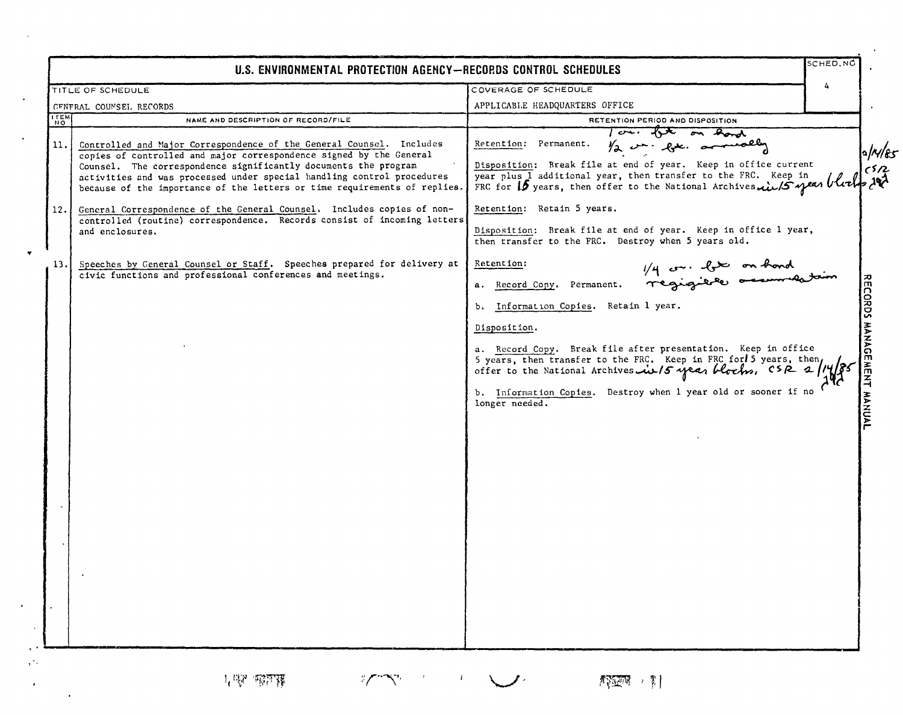# U.S. ENVIRONMENTAL PROTECTION AGENCY—RECORDS CONTROL SCHEDULES

**SCHED. NO** 4

**TITLE OF SCHEDULE:** GENERAL COUNSEL RECORDS

**COVERAGE OF SCHEDULE:** APPLICABLE HEADQUARTERS OFFICE

| ITEM NO | NAME AND DESCRIPTION OF RECORD/FILE | RETENTION PERIOD AND DISPOSITION |
|---|---|---|
| 11. | Controlled and Major Correspondence of the General Counsel. Includes copies of controlled and major correspondence signed by the General Counsel. The correspondence significantly documents the program activities and was processed under special handling control procedures because of the importance of the letters or time requirements of replies. | Retention: Permanent. 1 cu. ft. on hand 1/2 cu. ft. annually<br><br>Disposition: Break file at end of year. Keep in office current year plus 1 additional year, then transfer to the FRC. Keep in FRC for 15 years, then offer to the National Archives in 15 year blocks. 2/14/85 CSR JNC |
| 12. | General Correspondence of the General Counsel. Includes copies of non-controlled (routine) correspondence. Records consist of incoming letters and enclosures. | Retention: Retain 5 years.<br><br>Disposition: Break file at end of year. Keep in office 1 year, then transfer to the FRC. Destroy when 5 years old. |
| 13. | Speeches by General Counsel or Staff. Speeches prepared for delivery at civic functions and professional conferences and meetings. | Retention: 1/4 cu. ft. on hand negligible accumulation<br><br>a. Record Copy. Permanent.<br><br>b. Information Copies. Retain 1 year.<br><br>Disposition.<br><br>a. Record Copy. Break file after presentation. Keep in office 5 years, then transfer to the FRC. Keep in FRC for 15 years, then offer to the National Archives in 15 year blocks. CSR 2/14/85 JNC<br><br>b. Information Copies. Destroy when 1 year old or sooner if no longer needed. |

RECORDS MANAGEMENT MANUAL